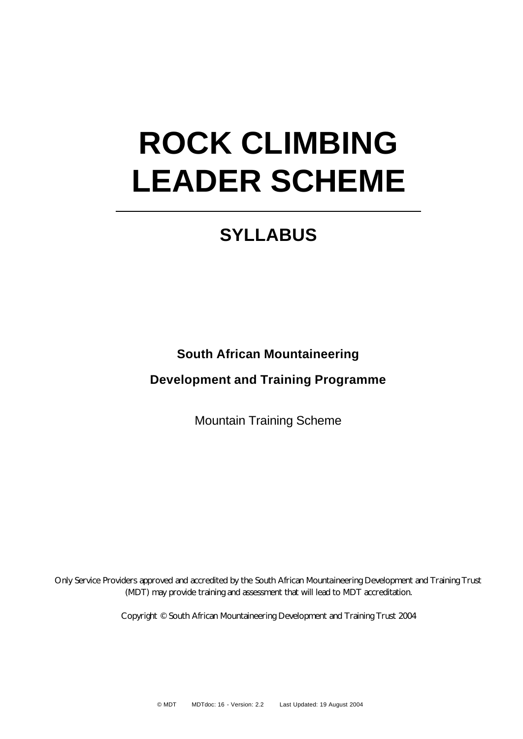# ROCK CLIMBING LEADER SCHEME

## SYLLABUS

**South African Mountaineering**

**Development and Training Programme**

Mountain Training Scheme

Only Service Providers approved and accredited by the South African Mountaineering Development and Training Trust (MDT) may provide training and assessment that will lead to MDT accreditation.

Copyright © South African Mountaineering Development and Training Trust 2004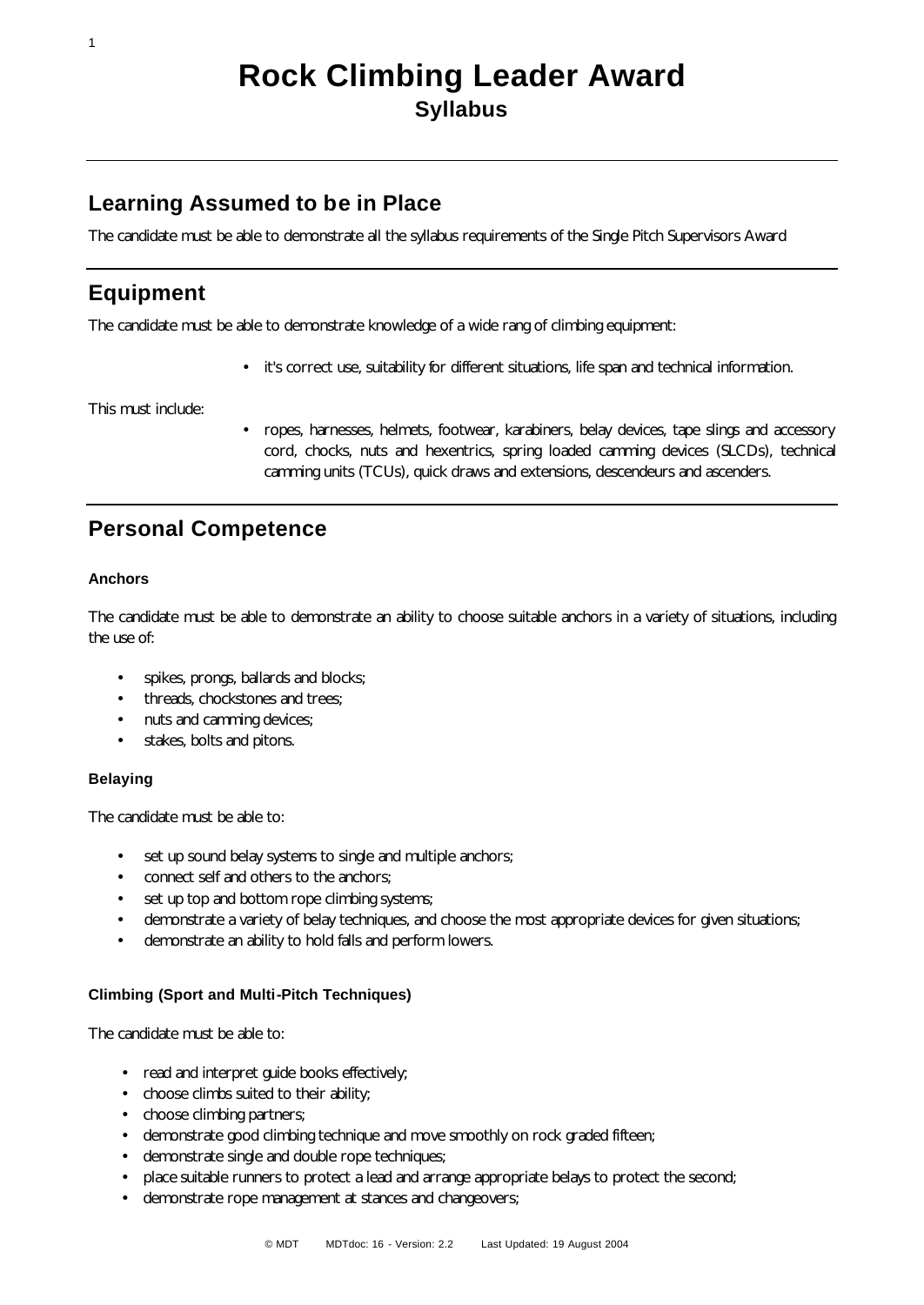# Rock Climbing Leader Award

## Syllabus

---

## Learning Assumed to be in Place

The candidate must be able to demonstrate all the syllabus requirements of the Single Pitch Supervisors Award

---

## Equipment

The candidate must be able to demonstrate knowledge of a wide rang of climbing equipment:

- it's correct use, suitability for different situations, life span and technical information.

This must include:

- ropes, harnesses, helmets, footwear, karabiners, belay devices, tape slings and accessory cord, chocks, nuts and hexentrics, spring loaded camming devices (SLCDs), technical camming units (TCUs), quick draws and extensions, descendeurs and ascenders.

---

## Personal Competence

#### Anchors

The candidate must be able to demonstrate an ability to choose suitable anchors in a variety of situations, including the use of:

- spikes, prongs, ballards and blocks;
- threads, chockstones and trees;
- nuts and camming devices;
- stakes, bolts and pitons.

#### Belaying

The candidate must be able to:

- set up sound belay systems to single and multiple anchors;
- connect self and others to the anchors;
- set up top and bottom rope climbing systems;
- demonstrate a variety of belay techniques, and choose the most appropriate devices for given situations;
- demonstrate an ability to hold falls and perform lowers.

#### Climbing (Sport and Multi-Pitch Techniques)

The candidate must be able to:

- read and interpret guide books effectively;
- choose climbs suited to their ability;
- choose climbing partners;
- demonstrate good climbing technique and move smoothly on rock graded fifteen;
- demonstrate single and double rope techniques;
- place suitable runners to protect a lead and arrange appropriate belays to protect the second;
- demonstrate rope management at stances and changeovers;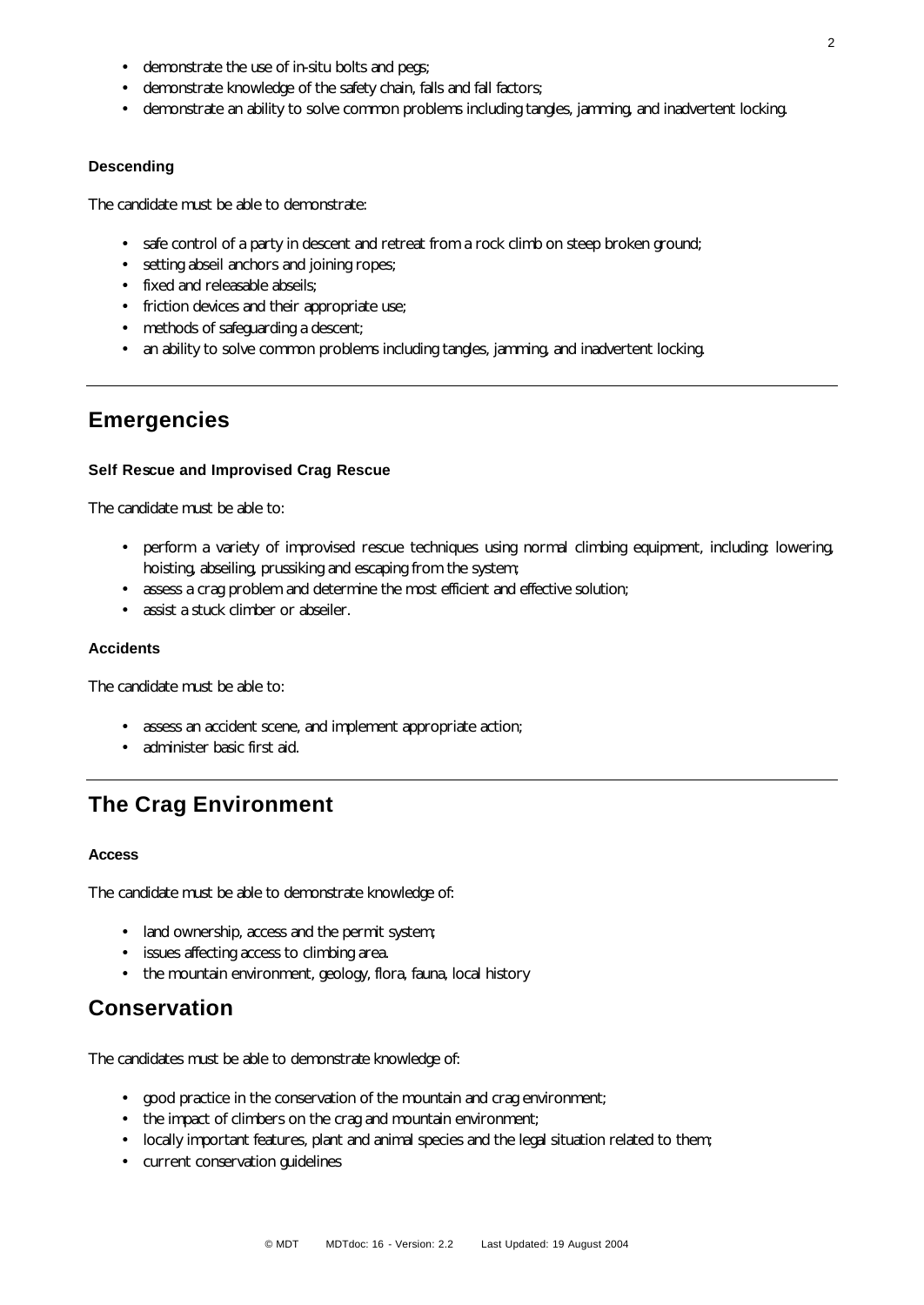- demonstrate the use of in-situ bolts and pegs;
- demonstrate knowledge of the safety chain, falls and fall factors;
- demonstrate an ability to solve common problems including tangles, jamming, and inadvertent locking.

### Descending

The candidate must be able to demonstrate:

- safe control of a party in descent and retreat from a rock climb on steep broken ground;
- setting abseil anchors and joining ropes;
- fixed and releasable abseils;
- friction devices and their appropriate use;
- methods of safeguarding a descent;
- an ability to solve common problems including tangles, jamming, and inadvertent locking.

---

## Emergencies

### Self Rescue and Improvised Crag Rescue

The candidate must be able to:

- perform a variety of improvised rescue techniques using normal climbing equipment, including: lowering, hoisting, abseiling, prussiking and escaping from the system;
- assess a crag problem and determine the most efficient and effective solution;
- assist a stuck climber or abseiler.

### Accidents

The candidate must be able to:

- assess an accident scene, and implement appropriate action;
- administer basic first aid.

---

## The Crag Environment

### Access

The candidate must be able to demonstrate knowledge of:

- land ownership, access and the permit system;
- issues affecting access to climbing area.
- the mountain environment, geology, flora, fauna, local history

## Conservation

The candidates must be able to demonstrate knowledge of:

- good practice in the conservation of the mountain and crag environment;
- the impact of climbers on the crag and mountain environment;
- locally important features, plant and animal species and the legal situation related to them;
- current conservation guidelines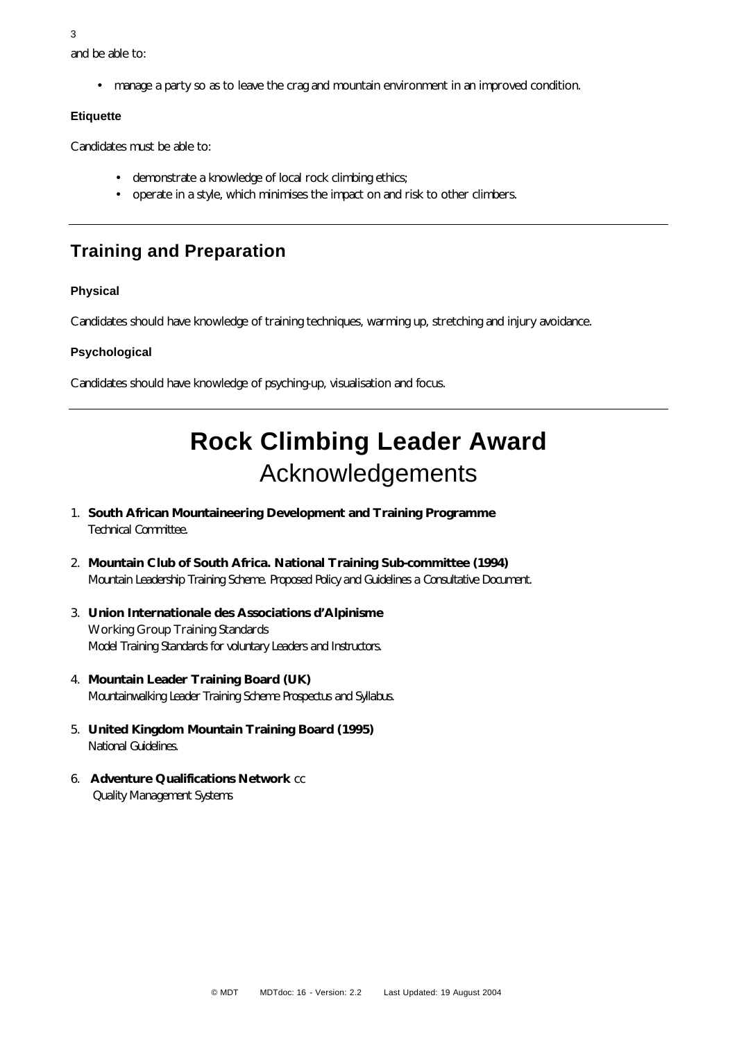and be able to:

- manage a party so as to leave the crag and mountain environment in an improved condition.

**Etiquette**

Candidates must be able to:

- demonstrate a knowledge of local rock climbing ethics;
- operate in a style, which minimises the impact on and risk to other climbers.

---

## Training and Preparation

**Physical**

Candidates should have knowledge of training techniques, warming up, stretching and injury avoidance.

**Psychological**

Candidates should have knowledge of psyching-up, visualisation and focus.

---

# Rock Climbing Leader Award
# Acknowledgements

1. **South African Mountaineering Development and Training Programme**
   Technical Committee.

2. **Mountain Club of South Africa. National Training Sub-committee (1994)**
   Mountain Leadership Training Scheme. Proposed Policy and Guidelines a Consultative Document.

3. **Union Internationale des Associations d'Alpinisme**
   Working Group Training Standards
   Model Training Standards for voluntary Leaders and Instructors.

4. **Mountain Leader Training Board (UK)**
   Mountainwalking Leader Training Scheme Prospectus and Syllabus.

5. **United Kingdom Mountain Training Board (1995)**
   National Guidelines.

6. **Adventure Qualifications Network** cc
   Quality Management Systems